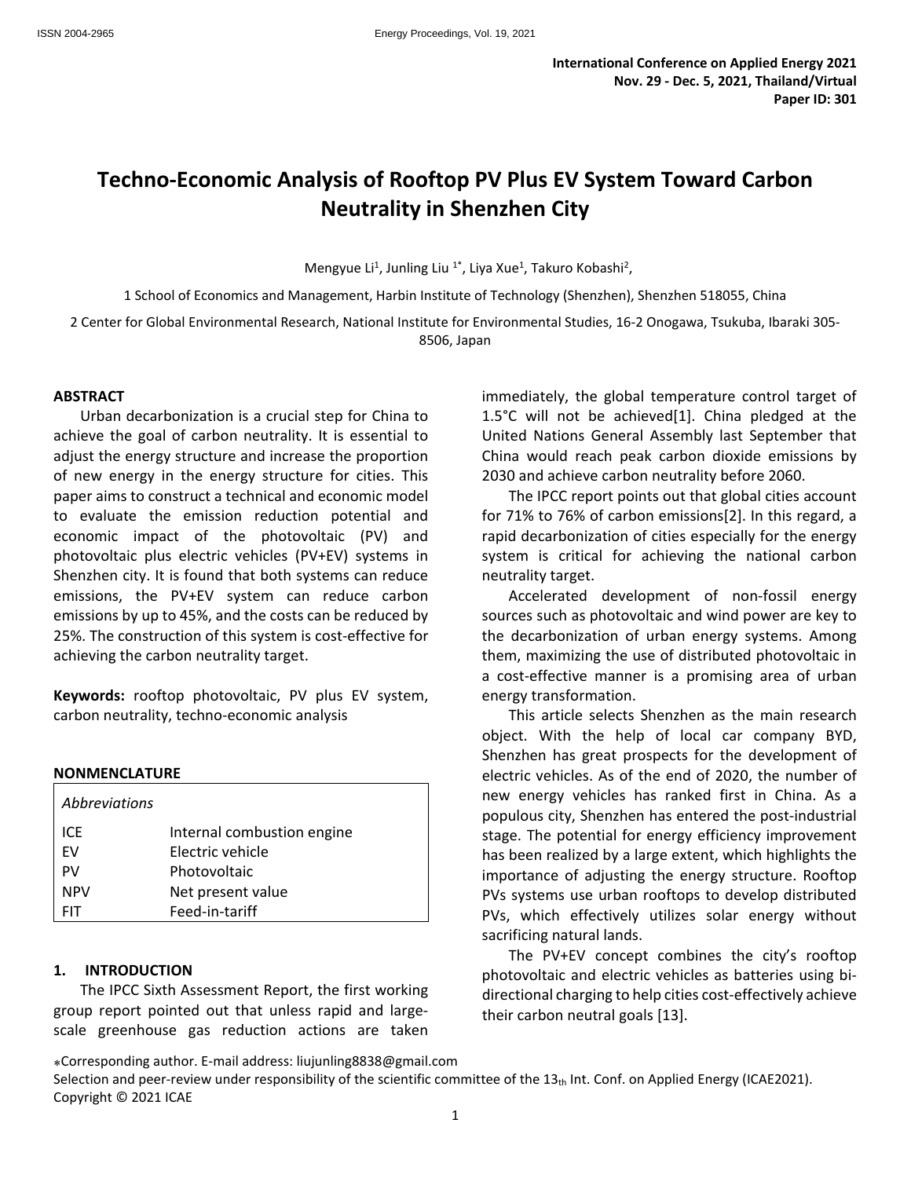**International Conference on Applied Energy 2021**
**Nov. 29 - Dec. 5, 2021, Thailand/Virtual**
**Paper ID: 301**

# Techno-Economic Analysis of Rooftop PV Plus EV System Toward Carbon Neutrality in Shenzhen City

Mengyue Li[1], Junling Liu [1*], Liya Xue[1], Takuro Kobashi[2],

1 School of Economics and Management, Harbin Institute of Technology (Shenzhen), Shenzhen 518055, China

2 Center for Global Environmental Research, National Institute for Environmental Studies, 16-2 Onogawa, Tsukuba, Ibaraki 305-8506, Japan

## ABSTRACT

Urban decarbonization is a crucial step for China to achieve the goal of carbon neutrality. It is essential to adjust the energy structure and increase the proportion of new energy in the energy structure for cities. This paper aims to construct a technical and economic model to evaluate the emission reduction potential and economic impact of the photovoltaic (PV) and photovoltaic plus electric vehicles (PV+EV) systems in Shenzhen city. It is found that both systems can reduce emissions, the PV+EV system can reduce carbon emissions by up to 45%, and the costs can be reduced by 25%. The construction of this system is cost-effective for achieving the carbon neutrality target.

**Keywords:** rooftop photovoltaic, PV plus EV system, carbon neutrality, techno-economic analysis

## NONMENCLATURE

| *Abbreviations* | |
|---|---|
| ICE | Internal combustion engine |
| EV | Electric vehicle |
| PV | Photovoltaic |
| NPV | Net present value |
| FIT | Feed-in-tariff |

## 1. INTRODUCTION

The IPCC Sixth Assessment Report, the first working group report pointed out that unless rapid and large-scale greenhouse gas reduction actions are taken immediately, the global temperature control target of 1.5°C will not be achieved[1]. China pledged at the United Nations General Assembly last September that China would reach peak carbon dioxide emissions by 2030 and achieve carbon neutrality before 2060.

The IPCC report points out that global cities account for 71% to 76% of carbon emissions[2]. In this regard, a rapid decarbonization of cities especially for the energy system is critical for achieving the national carbon neutrality target.

Accelerated development of non-fossil energy sources such as photovoltaic and wind power are key to the decarbonization of urban energy systems. Among them, maximizing the use of distributed photovoltaic in a cost-effective manner is a promising area of urban energy transformation.

This article selects Shenzhen as the main research object. With the help of local car company BYD, Shenzhen has great prospects for the development of electric vehicles. As of the end of 2020, the number of new energy vehicles has ranked first in China. As a populous city, Shenzhen has entered the post-industrial stage. The potential for energy efficiency improvement has been realized by a large extent, which highlights the importance of adjusting the energy structure. Rooftop PVs systems use urban rooftops to develop distributed PVs, which effectively utilizes solar energy without sacrificing natural lands.

The PV+EV concept combines the city's rooftop photovoltaic and electric vehicles as batteries using bi-directional charging to help cities cost-effectively achieve their carbon neutral goals [13].

*Corresponding author. E-mail address: liujunling8838@gmail.com
Selection and peer-review under responsibility of the scientific committee of the 13th Int. Conf. on Applied Energy (ICAE2021).
Copyright © 2021 ICAE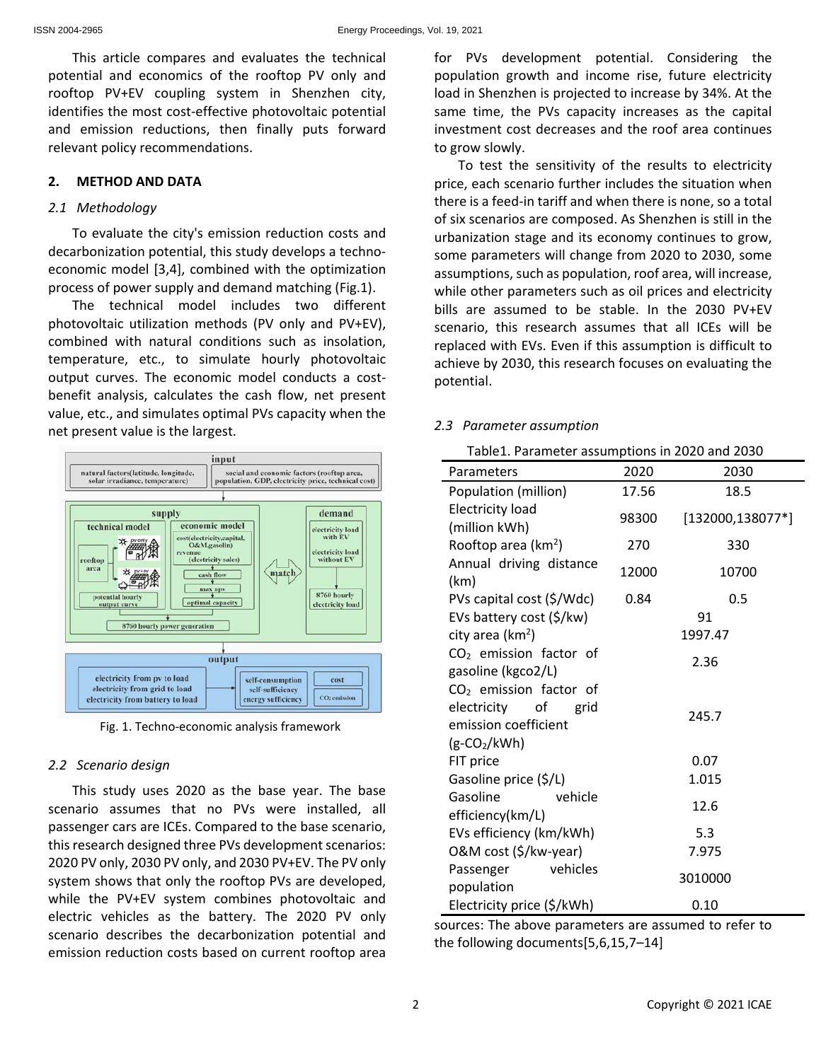This article compares and evaluates the technical potential and economics of the rooftop PV only and rooftop PV+EV coupling system in Shenzhen city, identifies the most cost-effective photovoltaic potential and emission reductions, then finally puts forward relevant policy recommendations.

## 2. METHOD AND DATA

### *2.1 Methodology*

To evaluate the city's emission reduction costs and decarbonization potential, this study develops a techno-economic model [3,4], combined with the optimization process of power supply and demand matching (Fig.1).

The technical model includes two different photovoltaic utilization methods (PV only and PV+EV), combined with natural conditions such as insolation, temperature, etc., to simulate hourly photovoltaic output curves. The economic model conducts a cost-benefit analysis, calculates the cash flow, net present value, etc., and simulates optimal PVs capacity when the net present value is the largest.

Fig. 1. Techno-economic analysis framework

### *2.2 Scenario design*

This study uses 2020 as the base year. The base scenario assumes that no PVs were installed, all passenger cars are ICEs. Compared to the base scenario, this research designed three PVs development scenarios: 2020 PV only, 2030 PV only, and 2030 PV+EV. The PV only system shows that only the rooftop PVs are developed, while the PV+EV system combines photovoltaic and electric vehicles as the battery. The 2020 PV only scenario describes the decarbonization potential and emission reduction costs based on current rooftop area for PVs development potential. Considering the population growth and income rise, future electricity load in Shenzhen is projected to increase by 34%. At the same time, the PVs capacity increases as the capital investment cost decreases and the roof area continues to grow slowly.

To test the sensitivity of the results to electricity price, each scenario further includes the situation when there is a feed-in tariff and when there is none, so a total of six scenarios are composed. As Shenzhen is still in the urbanization stage and its economy continues to grow, some parameters will change from 2020 to 2030, some assumptions, such as population, roof area, will increase, while other parameters such as oil prices and electricity bills are assumed to be stable. In the 2030 PV+EV scenario, this research assumes that all ICEs will be replaced with EVs. Even if this assumption is difficult to achieve by 2030, this research focuses on evaluating the potential.

### *2.3 Parameter assumption*

Table1. Parameter assumptions in 2020 and 2030

| Parameters | 2020 | 2030 |
|---|---|---|
| Population (million) | 17.56 | 18.5 |
| Electricity load (million kWh) | 98300 | [132000,138077*] |
| Rooftop area (km$^2$) | 270 | 330 |
| Annual driving distance (km) | 12000 | 10700 |
| PVs capital cost (\$/Wdc) | 0.84 | 0.5 |
| EVs battery cost (\$/kw) | 91 | |
| city area (km$^2$) | 1997.47 | |
| $CO_2$ emission factor of gasoline (kgco2/L) | 2.36 | |
| $CO_2$ emission factor of electricity of grid emission coefficient (g-$CO_2$/kWh) | 245.7 | |
| FIT price | 0.07 | |
| Gasoline price (\$/L) | 1.015 | |
| Gasoline vehicle efficiency(km/L) | 12.6 | |
| EVs efficiency (km/kWh) | 5.3 | |
| O&M cost (\$/kw-year) | 7.975 | |
| Passenger vehicles population | 3010000 | |
| Electricity price (\$/kWh) | 0.10 | |

sources: The above parameters are assumed to refer to the following documents[5,6,15,7–14]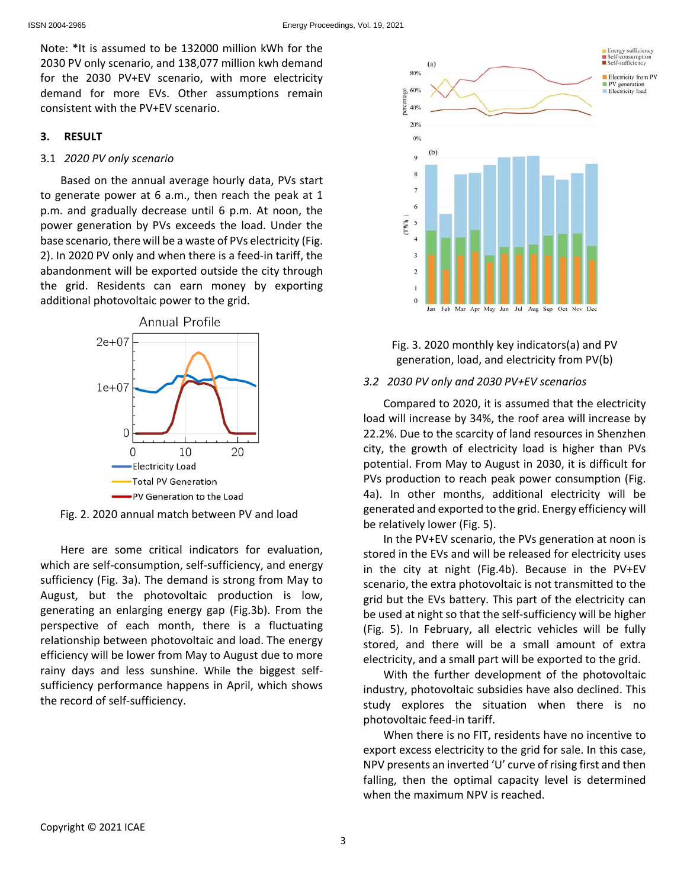Note: *It is assumed to be 132000 million kWh for the 2030 PV only scenario, and 138,077 million kwh demand for the 2030 PV+EV scenario, with more electricity demand for more EVs. Other assumptions remain consistent with the PV+EV scenario.

## 3. RESULT

### 3.1 *2020 PV only scenario*

Based on the annual average hourly data, PVs start to generate power at 6 a.m., then reach the peak at 1 p.m. and gradually decrease until 6 p.m. At noon, the power generation by PVs exceeds the load. Under the base scenario, there will be a waste of PVs electricity (Fig. 2). In 2020 PV only and when there is a feed-in tariff, the abandonment will be exported outside the city through the grid. Residents can earn money by exporting additional photovoltaic power to the grid.

Annual Profile

2e+07

1e+07

0

0

10

20

Electricity Load

Total PV Generation

PV Generation to the Load

Fig. 2. 2020 annual match between PV and load

Here are some critical indicators for evaluation, which are self-consumption, self-sufficiency, and energy sufficiency (Fig. 3a). The demand is strong from May to August, but the photovoltaic production is low, generating an enlarging energy gap (Fig.3b). From the perspective of each month, there is a fluctuating relationship between photovoltaic and load. The energy efficiency will be lower from May to August due to more rainy days and less sunshine. While the biggest self-sufficiency performance happens in April, which shows the record of self-sufficiency.

(a)

80%

60%

40%

20%

0%

percentage

Energy sufficiency

Self-consumption

Self-sufficiency

Electricity from PV

PV generation

Electricity load

(b)

9

8

7

6

5

4

3

2

1

0

(TWh)

Jan Feb Mar Apr May Jun Jul Aug Sep Oct Nov Dec

Fig. 3. 2020 monthly key indicators(a) and PV generation, load, and electricity from PV(b)

### 3.2 *2030 PV only and 2030 PV+EV scenarios*

Compared to 2020, it is assumed that the electricity load will increase by 34%, the roof area will increase by 22.2%. Due to the scarcity of land resources in Shenzhen city, the growth of electricity load is higher than PVs potential. From May to August in 2030, it is difficult for PVs production to reach peak power consumption (Fig. 4a). In other months, additional electricity will be generated and exported to the grid. Energy efficiency will be relatively lower (Fig. 5).

In the PV+EV scenario, the PVs generation at noon is stored in the EVs and will be released for electricity uses in the city at night (Fig.4b). Because in the PV+EV scenario, the extra photovoltaic is not transmitted to the grid but the EVs battery. This part of the electricity can be used at night so that the self-sufficiency will be higher (Fig. 5). In February, all electric vehicles will be fully stored, and there will be a small amount of extra electricity, and a small part will be exported to the grid.

With the further development of the photovoltaic industry, photovoltaic subsidies have also declined. This study explores the situation when there is no photovoltaic feed-in tariff.

When there is no FIT, residents have no incentive to export excess electricity to the grid for sale. In this case, NPV presents an inverted 'U' curve of rising first and then falling, then the optimal capacity level is determined when the maximum NPV is reached.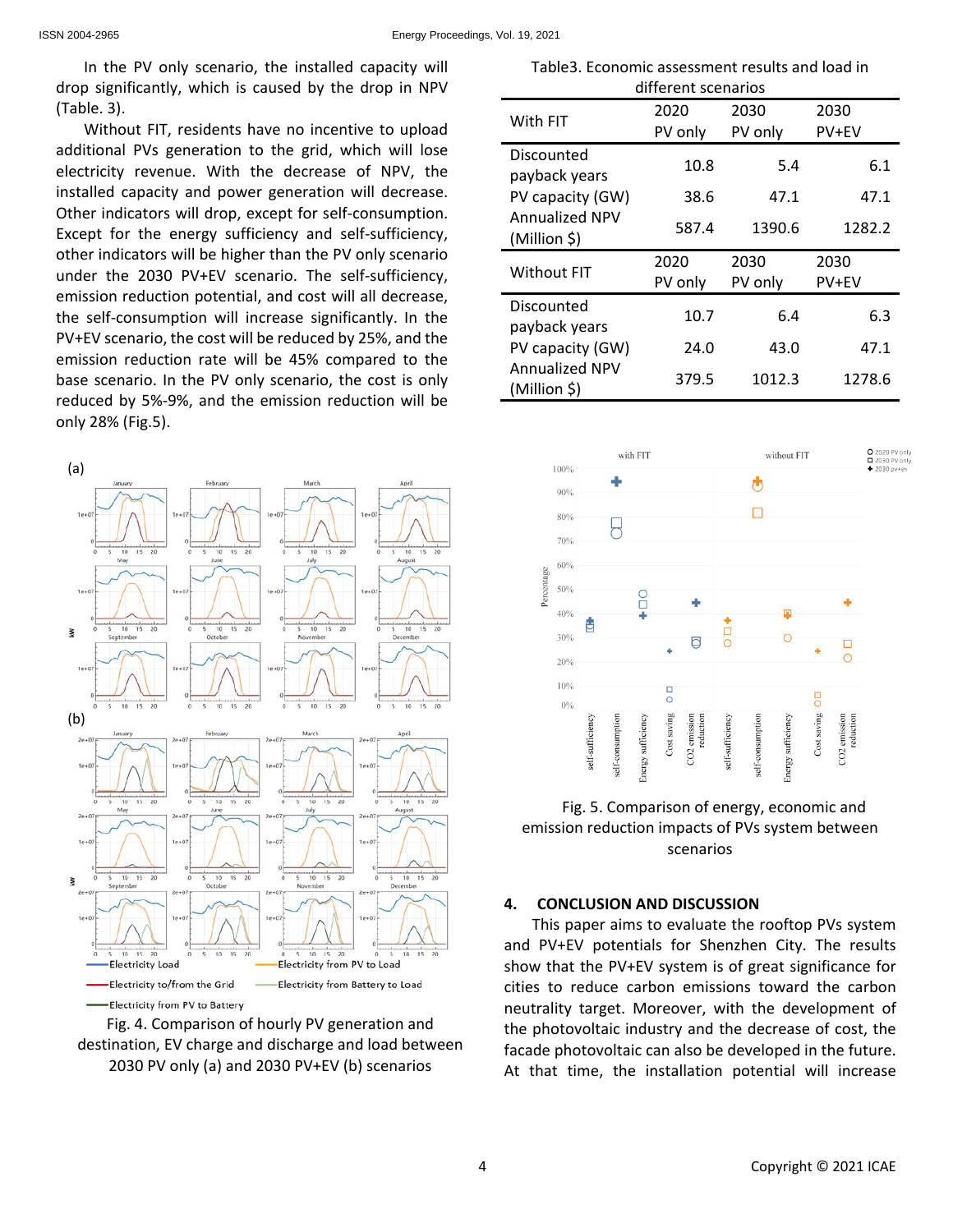In the PV only scenario, the installed capacity will drop significantly, which is caused by the drop in NPV (Table. 3).

Without FIT, residents have no incentive to upload additional PVs generation to the grid, which will lose electricity revenue. With the decrease of NPV, the installed capacity and power generation will decrease. Other indicators will drop, except for self-consumption. Except for the energy sufficiency and self-sufficiency, other indicators will be higher than the PV only scenario under the 2030 PV+EV scenario. The self-sufficiency, emission reduction potential, and cost will all decrease, the self-consumption will increase significantly. In the PV+EV scenario, the cost will be reduced by 25%, and the emission reduction rate will be 45% compared to the base scenario. In the PV only scenario, the cost is only reduced by 5%-9%, and the emission reduction will be only 28% (Fig.5).

(a)

January
February
March
April
May
June
July
August
September
October
November
December
1e+07
0
0 5 10 15 20
kW

(b)

January
February
March
April
May
June
July
August
September
October
November
December
2e+07
1e+07
0
0 5 10 15 20
kW

Electricity Load
Electricity from PV to Load
Electricity to/from the Grid
Electricity from Battery to Load
Electricity from PV to Battery

Fig. 4. Comparison of hourly PV generation and destination, EV charge and discharge and load between 2030 PV only (a) and 2030 PV+EV (b) scenarios

Table3. Economic assessment results and load in different scenarios

| With FIT | 2020 PV only | 2030 PV only | 2030 PV+EV |
|---|---|---|---|
| Discounted payback years | 10.8 | 5.4 | 6.1 |
| PV capacity (GW) | 38.6 | 47.1 | 47.1 |
| Annualized NPV (Million $) | 587.4 | 1390.6 | 1282.2 |
| **Without FIT** | **2020 PV only** | **2030 PV only** | **2030 PV+EV** |
| Discounted payback years | 10.7 | 6.4 | 6.3 |
| PV capacity (GW) | 24.0 | 43.0 | 47.1 |
| Annualized NPV (Million $) | 379.5 | 1012.3 | 1278.6 |

with FIT
without FIT
2020 PV only
2030 PV only
2030 pv+ev
100%
90%
80%
70%
60%
50%
40%
30%
20%
10%
0%
Percentage
self-sufficiency
self-consumption
Energy sufficiency
Cost saving
CO2 emission reduction
self-sufficiency
self-consumption
Energy sufficiency
Cost saving
CO2 emission reduction

Fig. 5. Comparison of energy, economic and emission reduction impacts of PVs system between scenarios

## 4. CONCLUSION AND DISCUSSION

This paper aims to evaluate the rooftop PVs system and PV+EV potentials for Shenzhen City. The results show that the PV+EV system is of great significance for cities to reduce carbon emissions toward the carbon neutrality target. Moreover, with the development of the photovoltaic industry and the decrease of cost, the facade photovoltaic can also be developed in the future. At that time, the installation potential will increase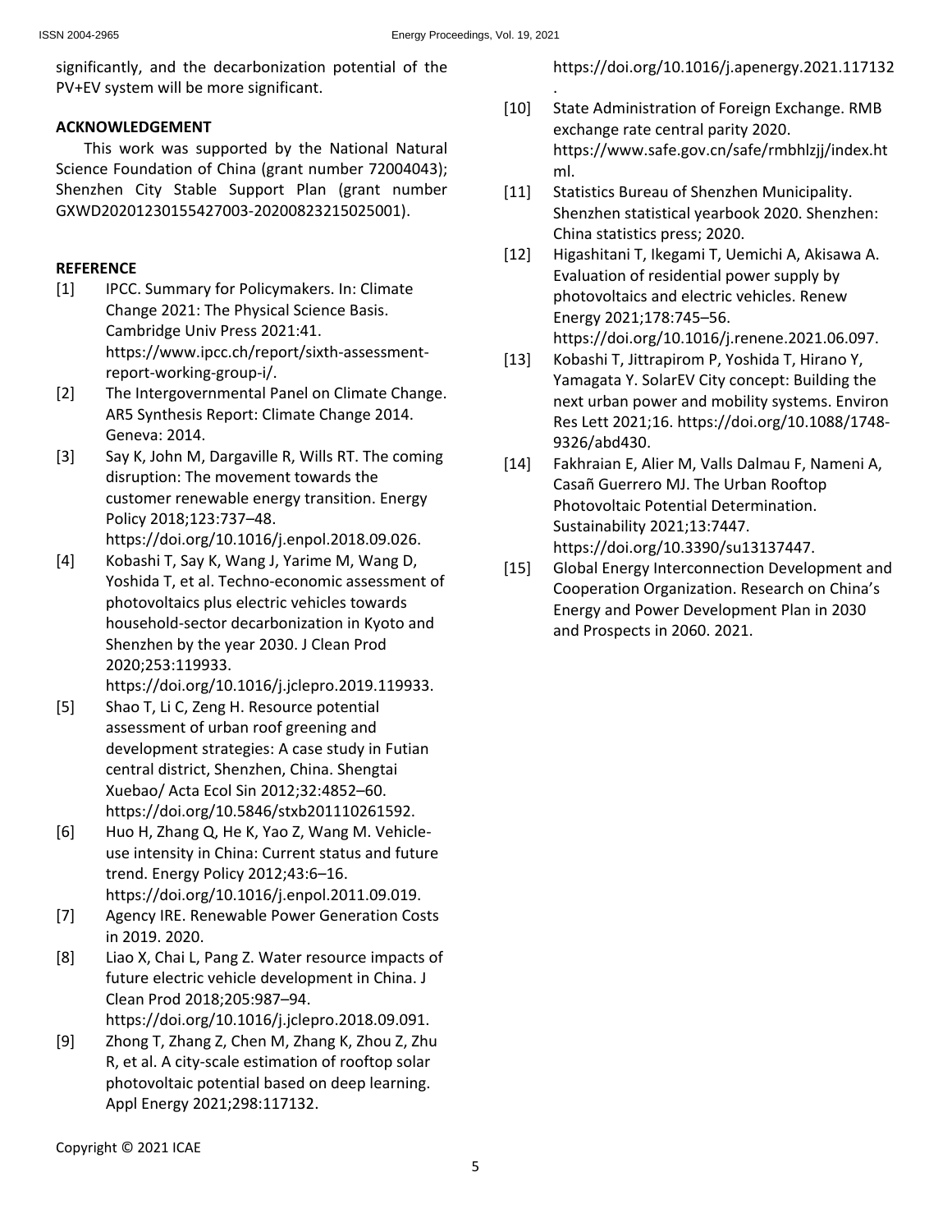significantly, and the decarbonization potential of the PV+EV system will be more significant.

## ACKNOWLEDGEMENT

This work was supported by the National Natural Science Foundation of China (grant number 72004043); Shenzhen City Stable Support Plan (grant number GXWD20201230155427003-20200823215025001).

## REFERENCE

[1] IPCC. Summary for Policymakers. In: Climate Change 2021: The Physical Science Basis. Cambridge Univ Press 2021:41. https://www.ipcc.ch/report/sixth-assessment-report-working-group-i/.

[2] The Intergovernmental Panel on Climate Change. AR5 Synthesis Report: Climate Change 2014. Geneva: 2014.

[3] Say K, John M, Dargaville R, Wills RT. The coming disruption: The movement towards the customer renewable energy transition. Energy Policy 2018;123:737–48. https://doi.org/10.1016/j.enpol.2018.09.026.

[4] Kobashi T, Say K, Wang J, Yarime M, Wang D, Yoshida T, et al. Techno-economic assessment of photovoltaics plus electric vehicles towards household-sector decarbonization in Kyoto and Shenzhen by the year 2030. J Clean Prod 2020;253:119933. https://doi.org/10.1016/j.jclepro.2019.119933.

[5] Shao T, Li C, Zeng H. Resource potential assessment of urban roof greening and development strategies: A case study in Futian central district, Shenzhen, China. Shengtai Xuebao/ Acta Ecol Sin 2012;32:4852–60. https://doi.org/10.5846/stxb201110261592.

[6] Huo H, Zhang Q, He K, Yao Z, Wang M. Vehicle-use intensity in China: Current status and future trend. Energy Policy 2012;43:6–16. https://doi.org/10.1016/j.enpol.2011.09.019.

[7] Agency IRE. Renewable Power Generation Costs in 2019. 2020.

[8] Liao X, Chai L, Pang Z. Water resource impacts of future electric vehicle development in China. J Clean Prod 2018;205:987–94. https://doi.org/10.1016/j.jclepro.2018.09.091.

[9] Zhong T, Zhang Z, Chen M, Zhang K, Zhou Z, Zhu R, et al. A city-scale estimation of rooftop solar photovoltaic potential based on deep learning. Appl Energy 2021;298:117132. https://doi.org/10.1016/j.apenergy.2021.117132.

[10] State Administration of Foreign Exchange. RMB exchange rate central parity 2020. https://www.safe.gov.cn/safe/rmbhlzjj/index.html.

[11] Statistics Bureau of Shenzhen Municipality. Shenzhen statistical yearbook 2020. Shenzhen: China statistics press; 2020.

[12] Higashitani T, Ikegami T, Uemichi A, Akisawa A. Evaluation of residential power supply by photovoltaics and electric vehicles. Renew Energy 2021;178:745–56. https://doi.org/10.1016/j.renene.2021.06.097.

[13] Kobashi T, Jittrapirom P, Yoshida T, Hirano Y, Yamagata Y. SolarEV City concept: Building the next urban power and mobility systems. Environ Res Lett 2021;16. https://doi.org/10.1088/1748-9326/abd430.

[14] Fakhraian E, Alier M, Valls Dalmau F, Nameni A, Casañ Guerrero MJ. The Urban Rooftop Photovoltaic Potential Determination. Sustainability 2021;13:7447. https://doi.org/10.3390/su13137447.

[15] Global Energy Interconnection Development and Cooperation Organization. Research on China's Energy and Power Development Plan in 2030 and Prospects in 2060. 2021.